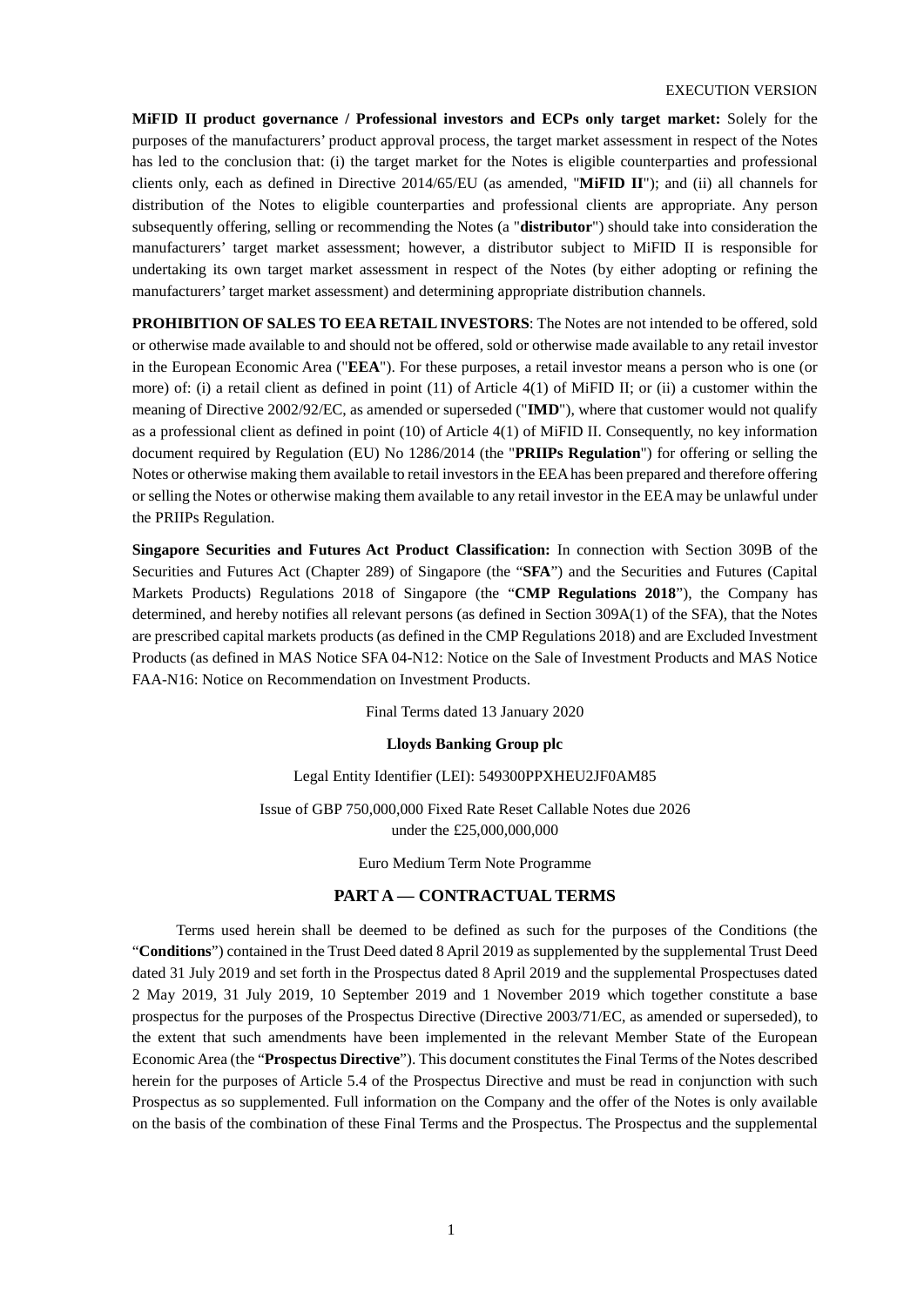EXECUTION VERSION

**MiFID II product governance / Professional investors and ECPs only target market:** Solely for the purposes of the manufacturers' product approval process, the target market assessment in respect of the Notes has led to the conclusion that: (i) the target market for the Notes is eligible counterparties and professional clients only, each as defined in Directive 2014/65/EU (as amended, "**MiFID II**"); and (ii) all channels for distribution of the Notes to eligible counterparties and professional clients are appropriate. Any person subsequently offering, selling or recommending the Notes (a "**distributor**") should take into consideration the manufacturers' target market assessment; however, a distributor subject to MiFID II is responsible for undertaking its own target market assessment in respect of the Notes (by either adopting or refining the manufacturers' target market assessment) and determining appropriate distribution channels.

**PROHIBITION OF SALES TO EEA RETAIL INVESTORS**: The Notes are not intended to be offered, sold or otherwise made available to and should not be offered, sold or otherwise made available to any retail investor in the European Economic Area ("**EEA**"). For these purposes, a retail investor means a person who is one (or more) of: (i) a retail client as defined in point (11) of Article 4(1) of MiFID II; or (ii) a customer within the meaning of Directive 2002/92/EC, as amended or superseded ("**IMD**"), where that customer would not qualify as a professional client as defined in point (10) of Article 4(1) of MiFID II. Consequently, no key information document required by Regulation (EU) No 1286/2014 (the "**PRIIPs Regulation**") for offering or selling the Notes or otherwise making them available to retail investors in the EEA has been prepared and therefore offering or selling the Notes or otherwise making them available to any retail investor in the EEA may be unlawful under the PRIIPs Regulation.

**Singapore Securities and Futures Act Product Classification:** In connection with Section 309B of the Securities and Futures Act (Chapter 289) of Singapore (the "**SFA**") and the Securities and Futures (Capital Markets Products) Regulations 2018 of Singapore (the "**CMP Regulations 2018**"), the Company has determined, and hereby notifies all relevant persons (as defined in Section 309A(1) of the SFA), that the Notes are prescribed capital markets products (as defined in the CMP Regulations 2018) and are Excluded Investment Products (as defined in MAS Notice SFA 04-N12: Notice on the Sale of Investment Products and MAS Notice FAA-N16: Notice on Recommendation on Investment Products.

Final Terms dated 13 January 2020

**Lloyds Banking Group plc**

Legal Entity Identifier (LEI): 549300PPXHEU2JF0AM85

Issue of GBP 750,000,000 Fixed Rate Reset Callable Notes due 2026
under the £25,000,000,000

Euro Medium Term Note Programme

## PART A — CONTRACTUAL TERMS

Terms used herein shall be deemed to be defined as such for the purposes of the Conditions (the "**Conditions**") contained in the Trust Deed dated 8 April 2019 as supplemented by the supplemental Trust Deed dated 31 July 2019 and set forth in the Prospectus dated 8 April 2019 and the supplemental Prospectuses dated 2 May 2019, 31 July 2019, 10 September 2019 and 1 November 2019 which together constitute a base prospectus for the purposes of the Prospectus Directive (Directive 2003/71/EC, as amended or superseded), to the extent that such amendments have been implemented in the relevant Member State of the European Economic Area (the "**Prospectus Directive**"). This document constitutes the Final Terms of the Notes described herein for the purposes of Article 5.4 of the Prospectus Directive and must be read in conjunction with such Prospectus as so supplemented. Full information on the Company and the offer of the Notes is only available on the basis of the combination of these Final Terms and the Prospectus. The Prospectus and the supplemental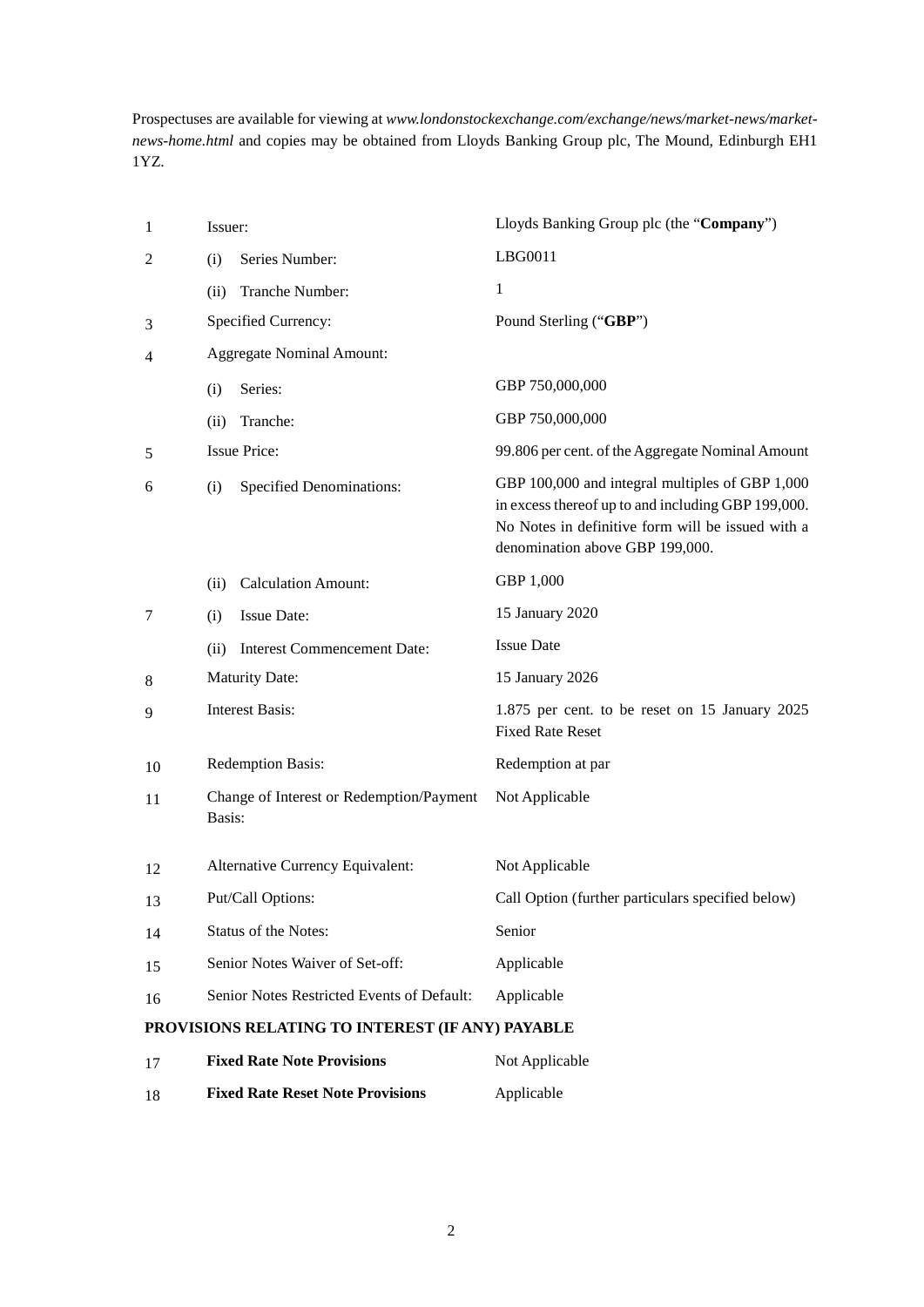Prospectuses are available for viewing at *www.londonstockexchange.com/exchange/news/market-news/market-news-home.html* and copies may be obtained from Lloyds Banking Group plc, The Mound, Edinburgh EH1 1YZ.

| | | |
|---|---|---|
| 1 | Issuer: | Lloyds Banking Group plc (the "**Company**") |
| 2 | (i) Series Number: | LBG0011 |
| | (ii) Tranche Number: | 1 |
| 3 | Specified Currency: | Pound Sterling ("**GBP**") |
| 4 | Aggregate Nominal Amount: | |
| | (i) Series: | GBP 750,000,000 |
| | (ii) Tranche: | GBP 750,000,000 |
| 5 | Issue Price: | 99.806 per cent. of the Aggregate Nominal Amount |
| 6 | (i) Specified Denominations: | GBP 100,000 and integral multiples of GBP 1,000 in excess thereof up to and including GBP 199,000. No Notes in definitive form will be issued with a denomination above GBP 199,000. |
| | (ii) Calculation Amount: | GBP 1,000 |
| 7 | (i) Issue Date: | 15 January 2020 |
| | (ii) Interest Commencement Date: | Issue Date |
| 8 | Maturity Date: | 15 January 2026 |
| 9 | Interest Basis: | 1.875 per cent. to be reset on 15 January 2025 Fixed Rate Reset |
| 10 | Redemption Basis: | Redemption at par |
| 11 | Change of Interest or Redemption/Payment Basis: | Not Applicable |
| 12 | Alternative Currency Equivalent: | Not Applicable |
| 13 | Put/Call Options: | Call Option (further particulars specified below) |
| 14 | Status of the Notes: | Senior |
| 15 | Senior Notes Waiver of Set-off: | Applicable |
| 16 | Senior Notes Restricted Events of Default: | Applicable |

**PROVISIONS RELATING TO INTEREST (IF ANY) PAYABLE**

| | | |
|---|---|---|
| 17 | **Fixed Rate Note Provisions** | Not Applicable |
| 18 | **Fixed Rate Reset Note Provisions** | Applicable |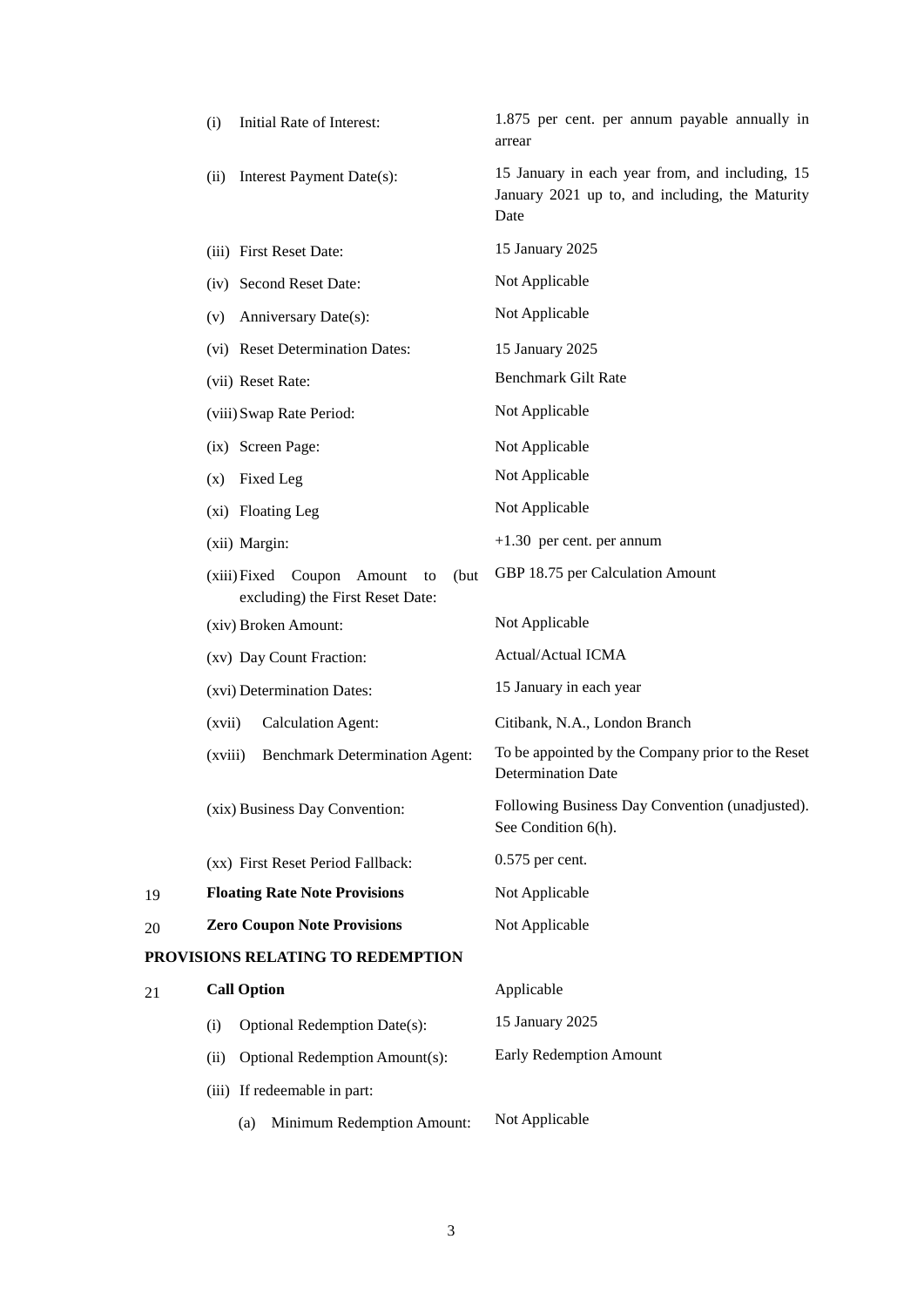| | | |
|---|---|---|
| | (i) Initial Rate of Interest: | 1.875 per cent. per annum payable annually in arrear |
| | (ii) Interest Payment Date(s): | 15 January in each year from, and including, 15 January 2021 up to, and including, the Maturity Date |
| | (iii) First Reset Date: | 15 January 2025 |
| | (iv) Second Reset Date: | Not Applicable |
| | (v) Anniversary Date(s): | Not Applicable |
| | (vi) Reset Determination Dates: | 15 January 2025 |
| | (vii) Reset Rate: | Benchmark Gilt Rate |
| | (viii) Swap Rate Period: | Not Applicable |
| | (ix) Screen Page: | Not Applicable |
| | (x) Fixed Leg | Not Applicable |
| | (xi) Floating Leg | Not Applicable |
| | (xii) Margin: | +1.30 per cent. per annum |
| | (xiii) Fixed Coupon Amount to (but excluding) the First Reset Date: | GBP 18.75 per Calculation Amount |
| | (xiv) Broken Amount: | Not Applicable |
| | (xv) Day Count Fraction: | Actual/Actual ICMA |
| | (xvi) Determination Dates: | 15 January in each year |
| | (xvii) Calculation Agent: | Citibank, N.A., London Branch |
| | (xviii) Benchmark Determination Agent: | To be appointed by the Company prior to the Reset Determination Date |
| | (xix) Business Day Convention: | Following Business Day Convention (unadjusted). See Condition 6(h). |
| | (xx) First Reset Period Fallback: | 0.575 per cent. |
| 19 | **Floating Rate Note Provisions** | Not Applicable |
| 20 | **Zero Coupon Note Provisions** | Not Applicable |

**PROVISIONS RELATING TO REDEMPTION**

| | | |
|---|---|---|
| 21 | **Call Option** | Applicable |
| | (i) Optional Redemption Date(s): | 15 January 2025 |
| | (ii) Optional Redemption Amount(s): | Early Redemption Amount |
| | (iii) If redeemable in part: | |
| | (a) Minimum Redemption Amount: | Not Applicable |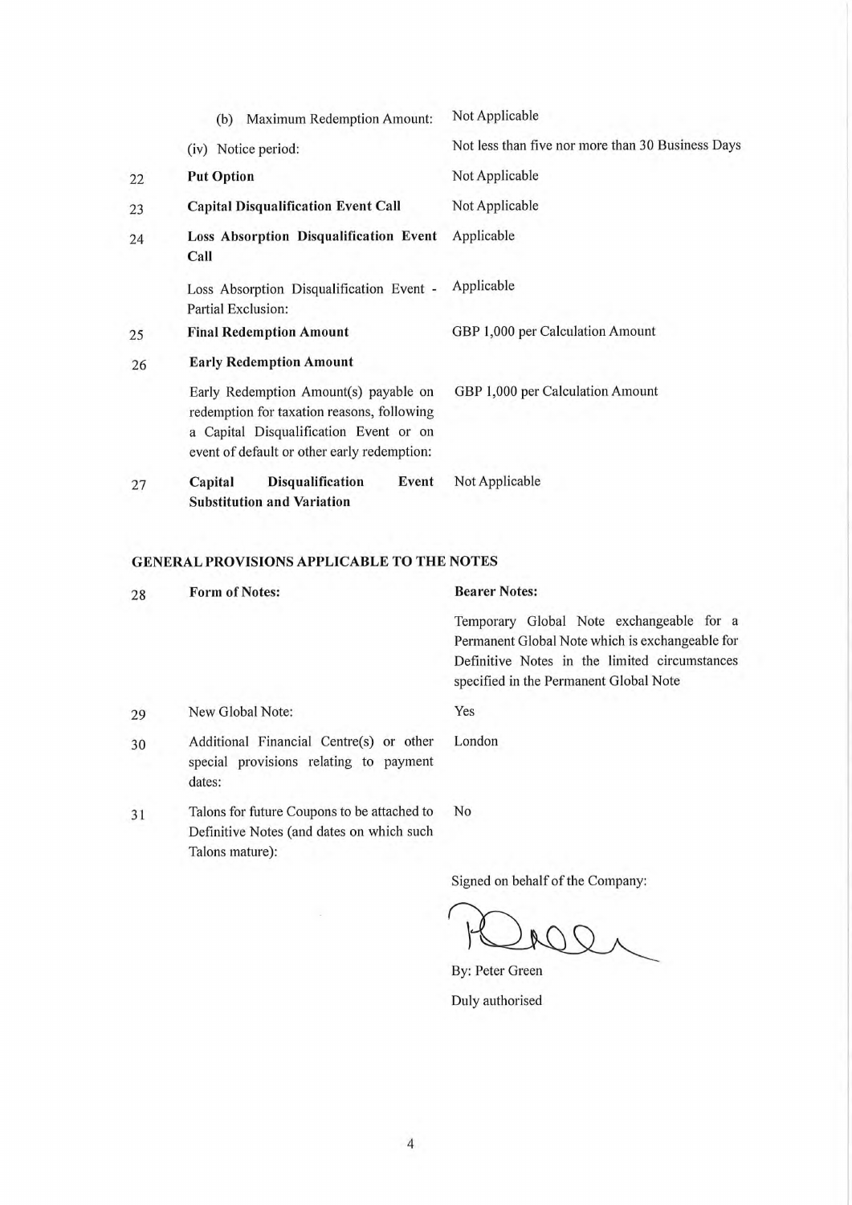| | | |
|---|---|---|
| | (b) Maximum Redemption Amount: | Not Applicable |
| | (iv) Notice period: | Not less than five nor more than 30 Business Days |
| 22 | **Put Option** | Not Applicable |
| 23 | **Capital Disqualification Event Call** | Not Applicable |
| 24 | **Loss Absorption Disqualification Event Call** | Applicable |
| | Loss Absorption Disqualification Event - Partial Exclusion: | Applicable |
| 25 | **Final Redemption Amount** | GBP 1,000 per Calculation Amount |
| 26 | **Early Redemption Amount** | |
| | Early Redemption Amount(s) payable on redemption for taxation reasons, following a Capital Disqualification Event or on event of default or other early redemption: | GBP 1,000 per Calculation Amount |
| 27 | **Capital Disqualification Event Substitution and Variation** | Not Applicable |

**GENERAL PROVISIONS APPLICABLE TO THE NOTES**

| | | |
|---|---|---|
| 28 | **Form of Notes:** | **Bearer Notes:** |
| | | Temporary Global Note exchangeable for a Permanent Global Note which is exchangeable for Definitive Notes in the limited circumstances specified in the Permanent Global Note |
| 29 | New Global Note: | Yes |
| 30 | Additional Financial Centre(s) or other special provisions relating to payment dates: | London |
| 31 | Talons for future Coupons to be attached to Definitive Notes (and dates on which such Talons mature): | No |

Signed on behalf of the Company:

By: Peter Green

Duly authorised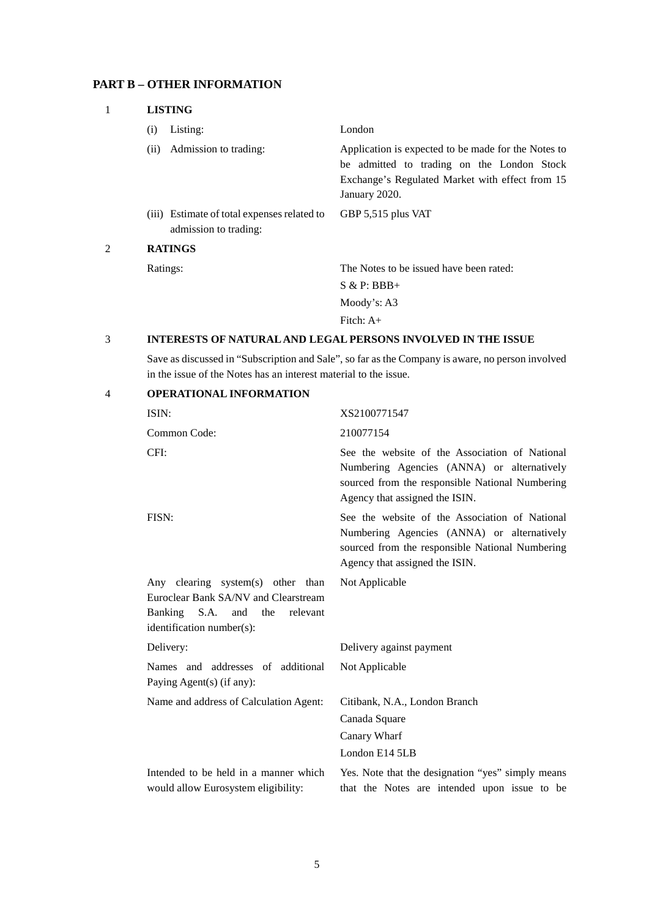## PART B – OTHER INFORMATION

### 1 LISTING

| | |
|---|---|
| (i) Listing: | London |
| (ii) Admission to trading: | Application is expected to be made for the Notes to be admitted to trading on the London Stock Exchange's Regulated Market with effect from 15 January 2020. |
| (iii) Estimate of total expenses related to admission to trading: | GBP 5,515 plus VAT |

### 2 RATINGS

| | |
|---|---|
| Ratings: | The Notes to be issued have been rated:<br>S & P: BBB+<br>Moody's: A3<br>Fitch: A+ |

### 3 INTERESTS OF NATURAL AND LEGAL PERSONS INVOLVED IN THE ISSUE

Save as discussed in "Subscription and Sale", so far as the Company is aware, no person involved in the issue of the Notes has an interest material to the issue.

### 4 OPERATIONAL INFORMATION

| | |
|---|---|
| ISIN: | XS2100771547 |
| Common Code: | 210077154 |
| CFI: | See the website of the Association of National Numbering Agencies (ANNA) or alternatively sourced from the responsible National Numbering Agency that assigned the ISIN. |
| FISN: | See the website of the Association of National Numbering Agencies (ANNA) or alternatively sourced from the responsible National Numbering Agency that assigned the ISIN. |
| Any clearing system(s) other than Euroclear Bank SA/NV and Clearstream Banking S.A. and the relevant identification number(s): | Not Applicable |
| Delivery: | Delivery against payment |
| Names and addresses of additional Paying Agent(s) (if any): | Not Applicable |
| Name and address of Calculation Agent: | Citibank, N.A., London Branch<br>Canada Square<br>Canary Wharf<br>London E14 5LB |
| Intended to be held in a manner which would allow Eurosystem eligibility: | Yes. Note that the designation "yes" simply means that the Notes are intended upon issue to be |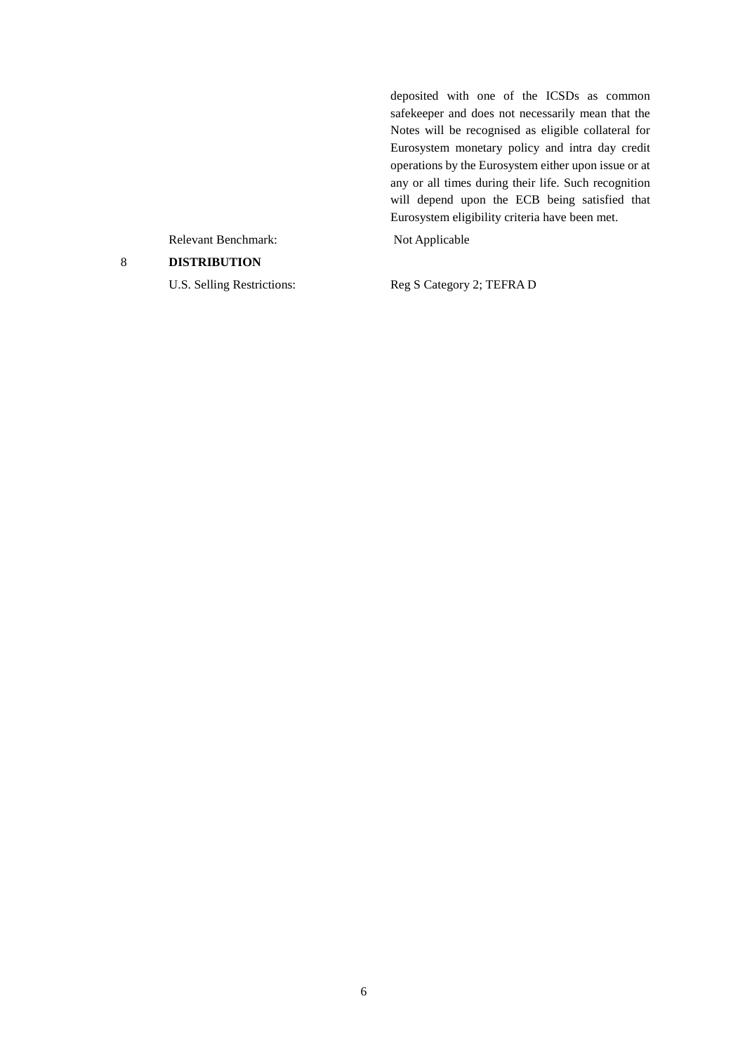| | |
|---|---|
| | deposited with one of the ICSDs as common safekeeper and does not necessarily mean that the Notes will be recognised as eligible collateral for Eurosystem monetary policy and intra day credit operations by the Eurosystem either upon issue or at any or all times during their life. Such recognition will depend upon the ECB being satisfied that Eurosystem eligibility criteria have been met. |
| Relevant Benchmark: | Not Applicable |

## 8 DISTRIBUTION

| | |
|---|---|
| U.S. Selling Restrictions: | Reg S Category 2; TEFRA D |